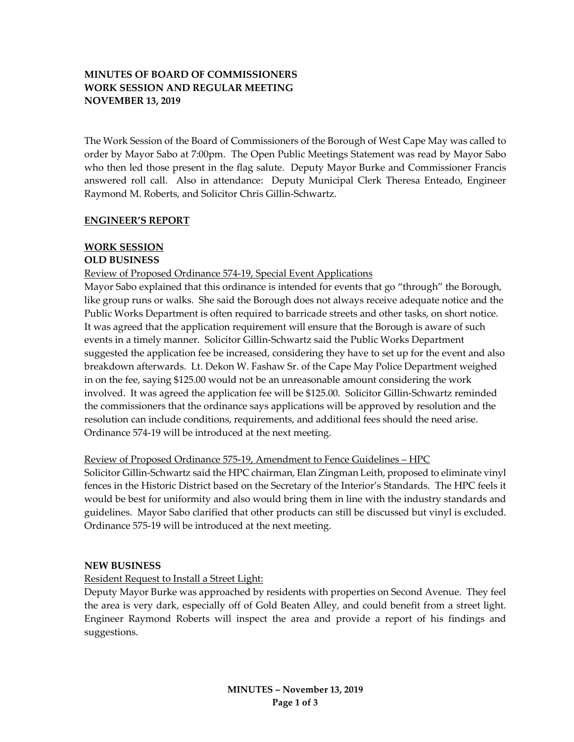**MINUTES OF BOARD OF COMMISSIONERS**
**WORK SESSION AND REGULAR MEETING**
**NOVEMBER 13, 2019**

The Work Session of the Board of Commissioners of the Borough of West Cape May was called to order by Mayor Sabo at 7:00pm. The Open Public Meetings Statement was read by Mayor Sabo who then led those present in the flag salute. Deputy Mayor Burke and Commissioner Francis answered roll call. Also in attendance: Deputy Municipal Clerk Theresa Enteado, Engineer Raymond M. Roberts, and Solicitor Chris Gillin-Schwartz.

**ENGINEER'S REPORT**

**WORK SESSION**
**OLD BUSINESS**

Review of Proposed Ordinance 574-19, Special Event Applications

Mayor Sabo explained that this ordinance is intended for events that go "through" the Borough, like group runs or walks. She said the Borough does not always receive adequate notice and the Public Works Department is often required to barricade streets and other tasks, on short notice. It was agreed that the application requirement will ensure that the Borough is aware of such events in a timely manner. Solicitor Gillin-Schwartz said the Public Works Department suggested the application fee be increased, considering they have to set up for the event and also breakdown afterwards. Lt. Dekon W. Fashaw Sr. of the Cape May Police Department weighed in on the fee, saying $125.00 would not be an unreasonable amount considering the work involved. It was agreed the application fee will be $125.00. Solicitor Gillin-Schwartz reminded the commissioners that the ordinance says applications will be approved by resolution and the resolution can include conditions, requirements, and additional fees should the need arise. Ordinance 574-19 will be introduced at the next meeting.

Review of Proposed Ordinance 575-19, Amendment to Fence Guidelines – HPC

Solicitor Gillin-Schwartz said the HPC chairman, Elan Zingman Leith, proposed to eliminate vinyl fences in the Historic District based on the Secretary of the Interior's Standards. The HPC feels it would be best for uniformity and also would bring them in line with the industry standards and guidelines. Mayor Sabo clarified that other products can still be discussed but vinyl is excluded. Ordinance 575-19 will be introduced at the next meeting.

**NEW BUSINESS**

Resident Request to Install a Street Light:

Deputy Mayor Burke was approached by residents with properties on Second Avenue. They feel the area is very dark, especially off of Gold Beaten Alley, and could benefit from a street light. Engineer Raymond Roberts will inspect the area and provide a report of his findings and suggestions.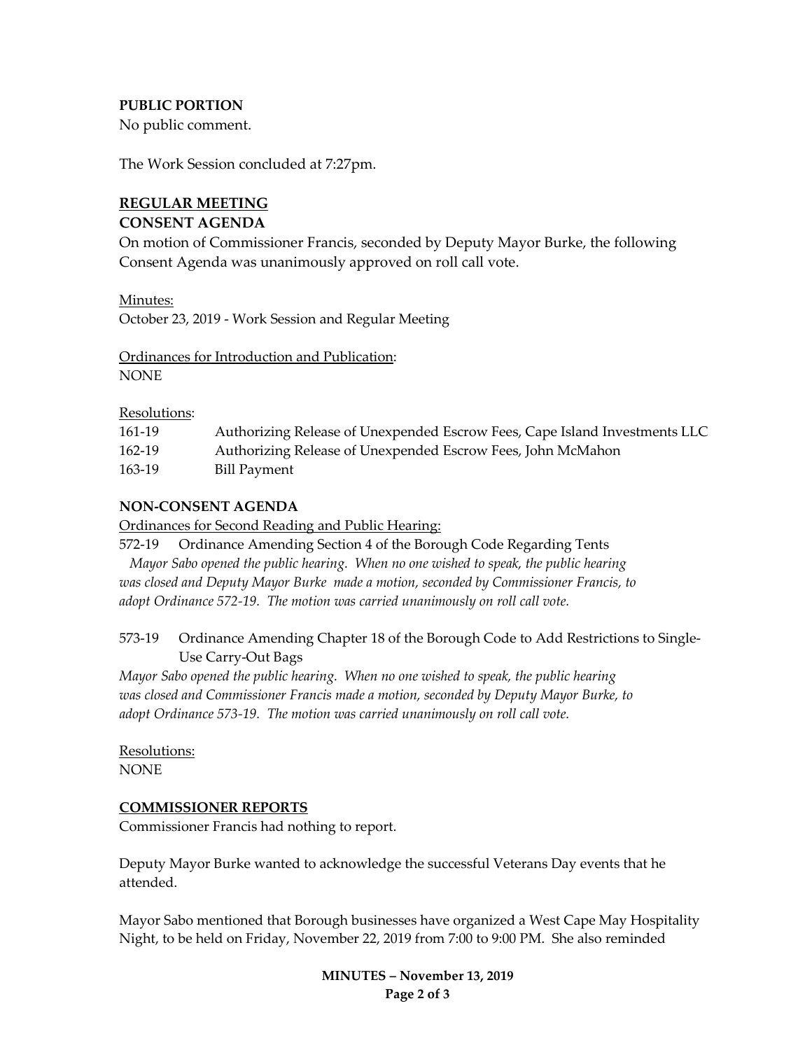**PUBLIC PORTION**

No public comment.

The Work Session concluded at 7:27pm.

## REGULAR MEETING

**CONSENT AGENDA**

On motion of Commissioner Francis, seconded by Deputy Mayor Burke, the following Consent Agenda was unanimously approved on roll call vote.

Minutes:
October 23, 2019 - Work Session and Regular Meeting

Ordinances for Introduction and Publication:
NONE

Resolutions:

| | |
|---|---|
| 161-19 | Authorizing Release of Unexpended Escrow Fees, Cape Island Investments LLC |
| 162-19 | Authorizing Release of Unexpended Escrow Fees, John McMahon |
| 163-19 | Bill Payment |

**NON-CONSENT AGENDA**

Ordinances for Second Reading and Public Hearing:

572-19 Ordinance Amending Section 4 of the Borough Code Regarding Tents

*Mayor Sabo opened the public hearing. When no one wished to speak, the public hearing was closed and Deputy Mayor Burke made a motion, seconded by Commissioner Francis, to adopt Ordinance 572-19. The motion was carried unanimously on roll call vote.*

573-19 Ordinance Amending Chapter 18 of the Borough Code to Add Restrictions to Single-Use Carry-Out Bags

*Mayor Sabo opened the public hearing. When no one wished to speak, the public hearing was closed and Commissioner Francis made a motion, seconded by Deputy Mayor Burke, to adopt Ordinance 573-19. The motion was carried unanimously on roll call vote.*

Resolutions:
NONE

**COMMISSIONER REPORTS**

Commissioner Francis had nothing to report.

Deputy Mayor Burke wanted to acknowledge the successful Veterans Day events that he attended.

Mayor Sabo mentioned that Borough businesses have organized a West Cape May Hospitality Night, to be held on Friday, November 22, 2019 from 7:00 to 9:00 PM. She also reminded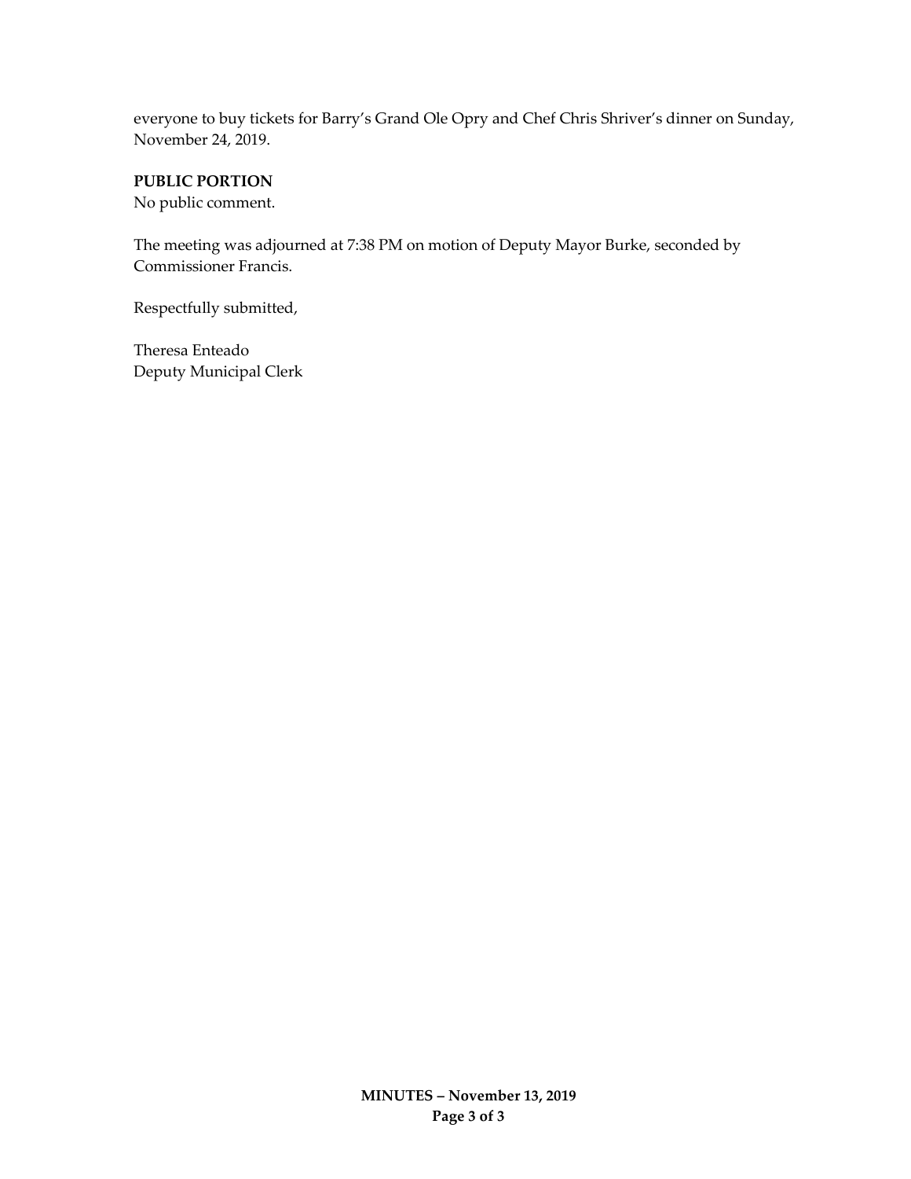everyone to buy tickets for Barry's Grand Ole Opry and Chef Chris Shriver's dinner on Sunday, November 24, 2019.

**PUBLIC PORTION**

No public comment.

The meeting was adjourned at 7:38 PM on motion of Deputy Mayor Burke, seconded by Commissioner Francis.

Respectfully submitted,

Theresa Enteado
Deputy Municipal Clerk